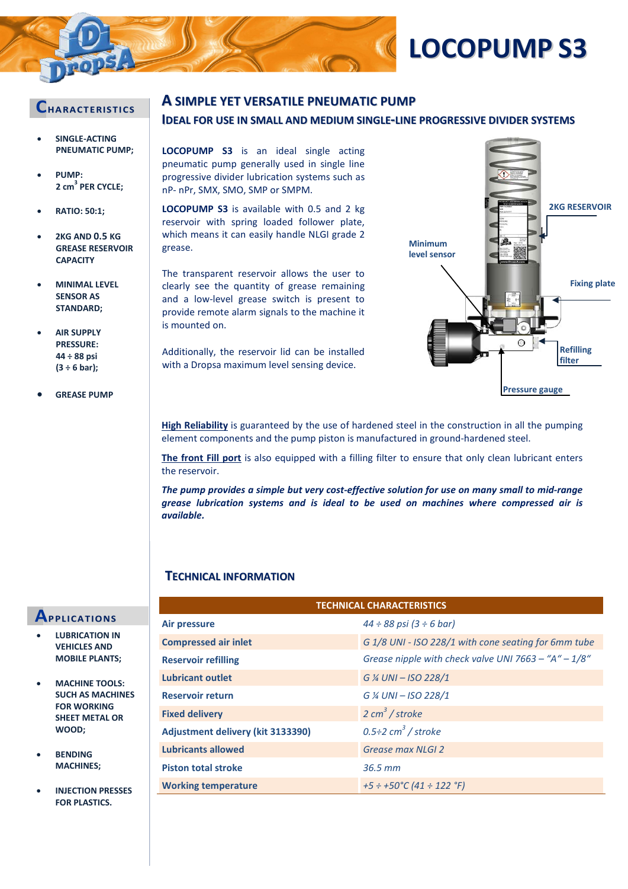# LOCOPUMP S3

## Characteristics

- SINGLE-ACTING PNEUMATIC PUMP;
- PUMP: 2 $cm^3$ PER CYCLE;
- RATIO: 50:1;
- 2KG AND 0.5 KG GREASE RESERVOIR CAPACITY
- MINIMAL LEVEL SENSOR AS STANDARD;
- AIR SUPPLY PRESSURE: 44 ÷ 88 psi (3 ÷ 6 bar);
- GREASE PUMP

## A SIMPLE YET VERSATILE PNEUMATIC PUMP

### IDEAL FOR USE IN SMALL AND MEDIUM SINGLE-LINE PROGRESSIVE DIVIDER SYSTEMS

**LOCOPUMP S3** is an ideal single acting pneumatic pump generally used in single line progressive divider lubrication systems such as nP- nPr, SMX, SMO, SMP or SMPM.

**LOCOPUMP S3** is available with 0.5 and 2 kg reservoir with spring loaded follower plate, which means it can easily handle NLGI grade 2 grease.

The transparent reservoir allows the user to clearly see the quantity of grease remaining and a low-level grease switch is present to provide remote alarm signals to the machine it is mounted on.

Additionally, the reservoir lid can be installed with a Dropsa maximum level sensing device.

2KG RESERVOIR

Minimum level sensor

Fixing plate

Refilling filter

Pressure gauge

**High Reliability** is guaranteed by the use of hardened steel in the construction in all the pumping element components and the pump piston is manufactured in ground-hardened steel.

**The front Fill port** is also equipped with a filling filter to ensure that only clean lubricant enters the reservoir.

***The pump provides a simple but very cost-effective solution for use on many small to mid-range grease lubrication systems and is ideal to be used on machines where compressed air is available.***

## Applications

- LUBRICATION IN VEHICLES AND MOBILE PLANTS;
- MACHINE TOOLS: SUCH AS MACHINES FOR WORKING SHEET METAL OR WOOD;
- BENDING MACHINES;
- INJECTION PRESSES FOR PLASTICS.

## Technical Information

| TECHNICAL CHARACTERISTICS | |
|---|---|
| Air pressure | *44 ÷ 88 psi (3 ÷ 6 bar)* |
| Compressed air inlet | *G 1/8 UNI - ISO 228/1 with cone seating for 6mm tube* |
| Reservoir refilling | *Grease nipple with check valve UNI 7663 – "A" – 1/8"* |
| Lubricant outlet | *G ¼ UNI – ISO 228/1* |
| Reservoir return | *G ¼ UNI – ISO 228/1* |
| Fixed delivery | *2 $cm^3$ / stroke* |
| Adjustment delivery (kit 3133390) | *0.5÷2 $cm^3$ / stroke* |
| Lubricants allowed | *Grease max NLGI 2* |
| Piston total stroke | *36.5 mm* |
| Working temperature | *+5 ÷ +50°C (41 ÷ 122 °F)* |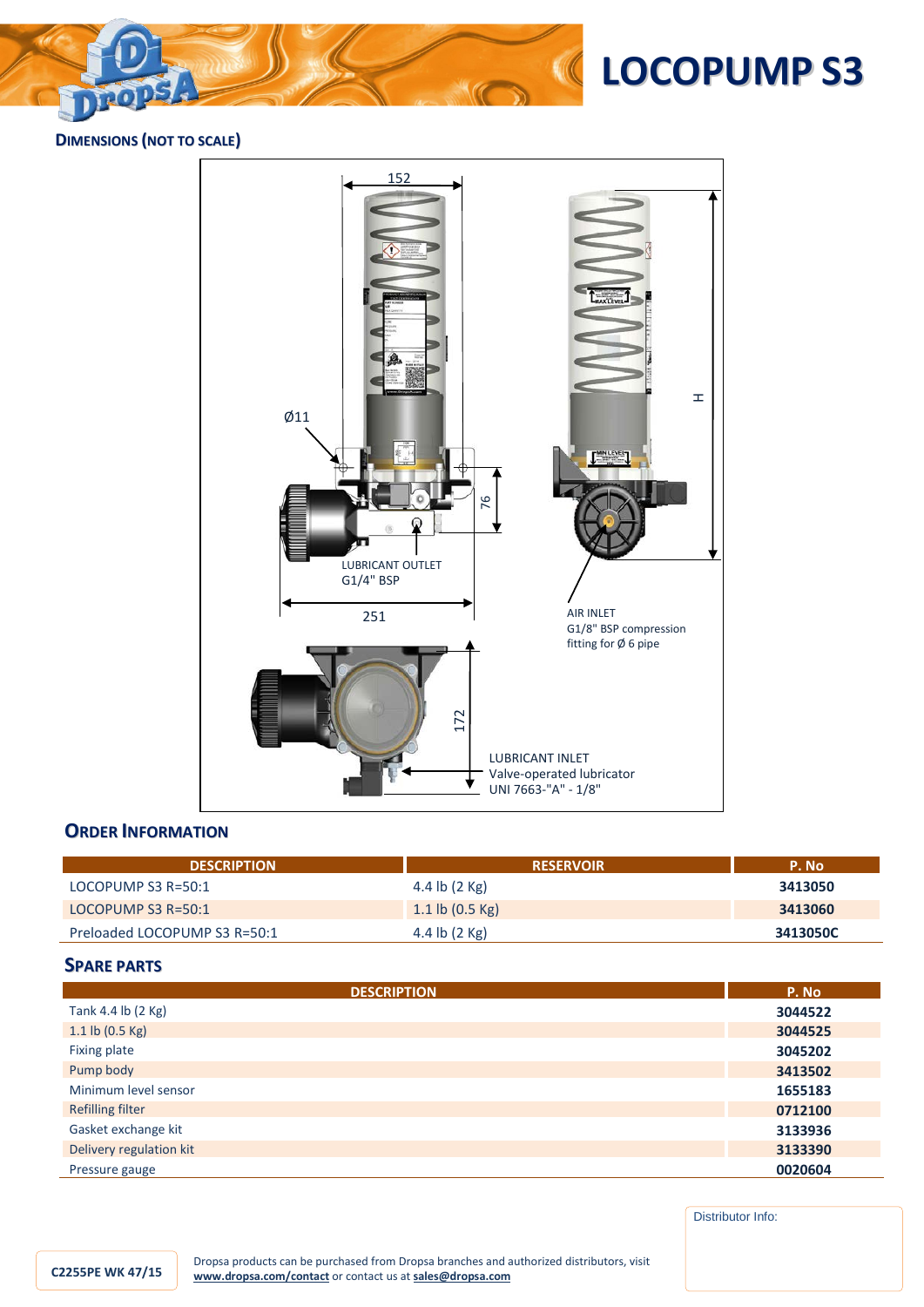# LOCOPUMP S3

## DIMENSIONS (NOT TO SCALE)

152

Ø11

76

LUBRICANT OUTLET
G1/4" BSP

251

H

AIR INLET
G1/8" BSP compression fitting for Ø 6 pipe

172

LUBRICANT INLET
Valve-operated lubricator
UNI 7663-"A" - 1/8"

## ORDER INFORMATION

| DESCRIPTION | RESERVOIR | P. No |
|---|---|---|
| LOCOPUMP S3 R=50:1 | 4.4 lb (2 Kg) | 3413050 |
| LOCOPUMP S3 R=50:1 | 1.1 lb (0.5 Kg) | 3413060 |
| Preloaded LOCOPUMP S3 R=50:1 | 4.4 lb (2 Kg) | 3413050C |

## SPARE PARTS

| DESCRIPTION | P. No |
|---|---|
| Tank 4.4 lb (2 Kg) | 3044522 |
| 1.1 lb (0.5 Kg) | 3044525 |
| Fixing plate | 3045202 |
| Pump body | 3413502 |
| Minimum level sensor | 1655183 |
| Refilling filter | 0712100 |
| Gasket exchange kit | 3133936 |
| Delivery regulation kit | 3133390 |
| Pressure gauge | 0020604 |

Distributor Info:

C2255PE WK 47/15

Dropsa products can be purchased from Dropsa branches and authorized distributors, visit **www.dropsa.com/contact** or contact us at **sales@dropsa.com**